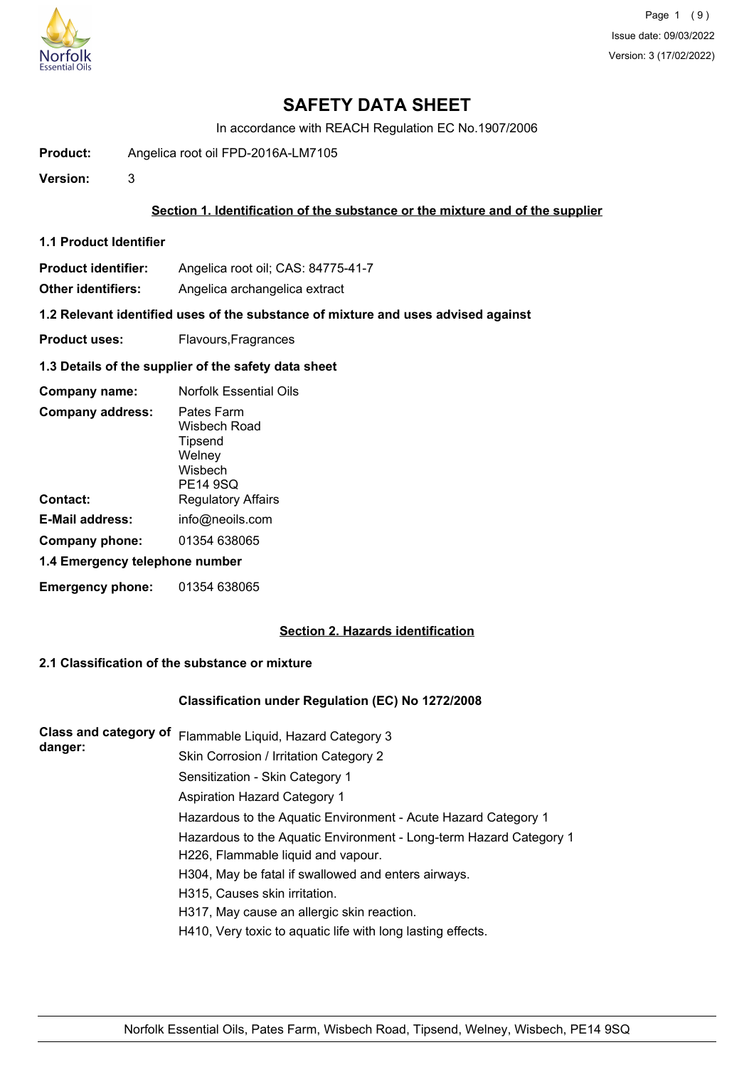# SAFETY DATA SHEET

In accordance with REACH Regulation EC No.1907/2006

**Product:** Angelica root oil FPD-2016A-LM7105

**Version:** 3

## Section 1. Identification of the substance or the mixture and of the supplier

### 1.1 Product Identifier

**Product identifier:** Angelica root oil; CAS: 84775-41-7

**Other identifiers:** Angelica archangelica extract

### 1.2 Relevant identified uses of the substance of mixture and uses advised against

**Product uses:** Flavours,Fragrances

### 1.3 Details of the supplier of the safety data sheet

**Company name:** Norfolk Essential Oils

**Company address:** Pates Farm
Wisbech Road
Tipsend
Welney
Wisbech
PE14 9SQ

**Contact:** Regulatory Affairs

**E-Mail address:** info@neoils.com

**Company phone:** 01354 638065

### 1.4 Emergency telephone number

**Emergency phone:** 01354 638065

## Section 2. Hazards identification

### 2.1 Classification of the substance or mixture

**Classification under Regulation (EC) No 1272/2008**

**Class and category of danger:**

Flammable Liquid, Hazard Category 3
Skin Corrosion / Irritation Category 2
Sensitization - Skin Category 1
Aspiration Hazard Category 1
Hazardous to the Aquatic Environment - Acute Hazard Category 1
Hazardous to the Aquatic Environment - Long-term Hazard Category 1
H226, Flammable liquid and vapour.
H304, May be fatal if swallowed and enters airways.
H315, Causes skin irritation.
H317, May cause an allergic skin reaction.
H410, Very toxic to aquatic life with long lasting effects.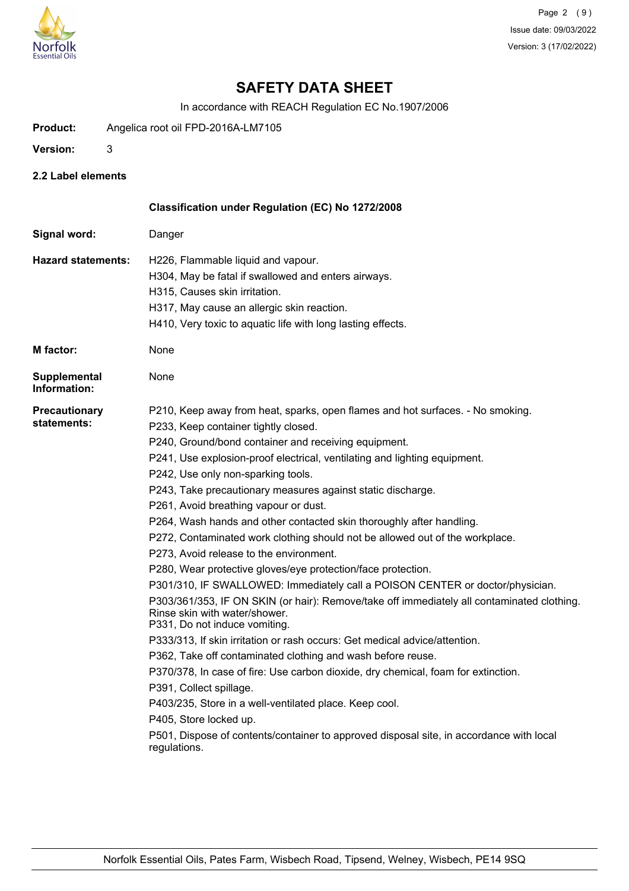# SAFETY DATA SHEET

In accordance with REACH Regulation EC No.1907/2006

**Product:** Angelica root oil FPD-2016A-LM7105

**Version:** 3

## 2.2 Label elements

**Classification under Regulation (EC) No 1272/2008**

**Signal word:** Danger

**Hazard statements:**

H226, Flammable liquid and vapour.
H304, May be fatal if swallowed and enters airways.
H315, Causes skin irritation.
H317, May cause an allergic skin reaction.
H410, Very toxic to aquatic life with long lasting effects.

**M factor:** None

**Supplemental Information:** None

**Precautionary statements:**

P210, Keep away from heat, sparks, open flames and hot surfaces. - No smoking.
P233, Keep container tightly closed.
P240, Ground/bond container and receiving equipment.
P241, Use explosion-proof electrical, ventilating and lighting equipment.
P242, Use only non-sparking tools.
P243, Take precautionary measures against static discharge.
P261, Avoid breathing vapour or dust.
P264, Wash hands and other contacted skin thoroughly after handling.
P272, Contaminated work clothing should not be allowed out of the workplace.
P273, Avoid release to the environment.
P280, Wear protective gloves/eye protection/face protection.
P301/310, IF SWALLOWED: Immediately call a POISON CENTER or doctor/physician.
P303/361/353, IF ON SKIN (or hair): Remove/take off immediately all contaminated clothing. Rinse skin with water/shower.
P331, Do not induce vomiting.
P333/313, If skin irritation or rash occurs: Get medical advice/attention.
P362, Take off contaminated clothing and wash before reuse.
P370/378, In case of fire: Use carbon dioxide, dry chemical, foam for extinction.
P391, Collect spillage.
P403/235, Store in a well-ventilated place. Keep cool.
P405, Store locked up.
P501, Dispose of contents/container to approved disposal site, in accordance with local regulations.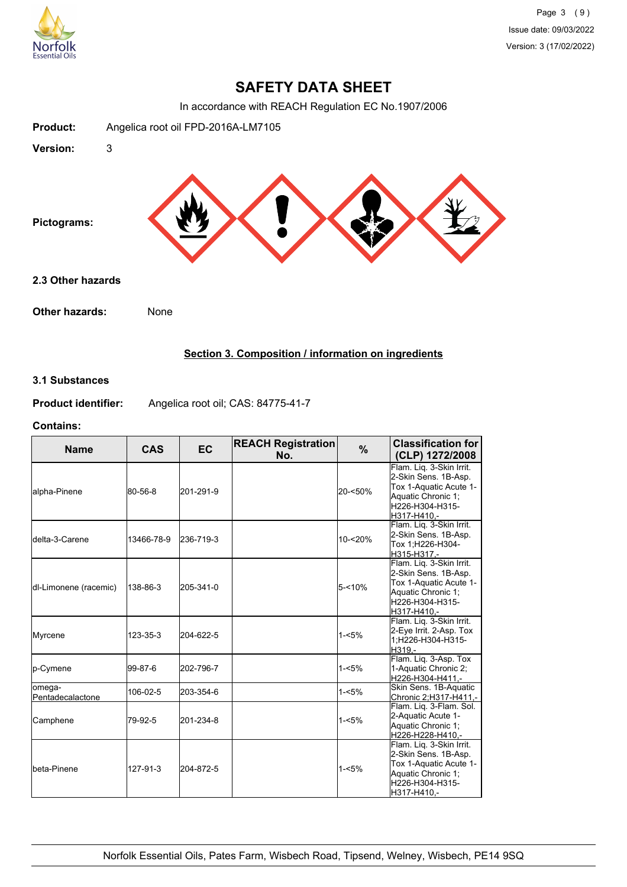# SAFETY DATA SHEET

In accordance with REACH Regulation EC No.1907/2006

**Product:** Angelica root oil FPD-2016A-LM7105

**Version:** 3

**Pictograms:**

### 2.3 Other hazards

**Other hazards:** None

## Section 3. Composition / information on ingredients

### 3.1 Substances

**Product identifier:** Angelica root oil; CAS: 84775-41-7

**Contains:**

| Name | CAS | EC | REACH Registration No. | % | Classification for (CLP) 1272/2008 |
|---|---|---|---|---|---|
| alpha-Pinene | 80-56-8 | 201-291-9 | | 20-<50% | Flam. Liq. 3-Skin Irrit. 2-Skin Sens. 1B-Asp. Tox 1-Aquatic Acute 1-Aquatic Chronic 1;H226-H304-H315-H317-H410,- |
| delta-3-Carene | 13466-78-9 | 236-719-3 | | 10-<20% | Flam. Liq. 3-Skin Irrit. 2-Skin Sens. 1B-Asp. Tox 1;H226-H304-H315-H317,- |
| dl-Limonene (racemic) | 138-86-3 | 205-341-0 | | 5-<10% | Flam. Liq. 3-Skin Irrit. 2-Skin Sens. 1B-Asp. Tox 1-Aquatic Acute 1-Aquatic Chronic 1;H226-H304-H315-H317-H410,- |
| Myrcene | 123-35-3 | 204-622-5 | | 1-<5% | Flam. Liq. 3-Skin Irrit. 2-Eye Irrit. 2-Asp. Tox 1;H226-H304-H315-H319,- |
| p-Cymene | 99-87-6 | 202-796-7 | | 1-<5% | Flam. Liq. 3-Asp. Tox 1-Aquatic Chronic 2;H226-H304-H411,- |
| omega-Pentadecalactone | 106-02-5 | 203-354-6 | | 1-<5% | Skin Sens. 1B-Aquatic Chronic 2;H317-H411,- |
| Camphene | 79-92-5 | 201-234-8 | | 1-<5% | Flam. Liq. 3-Flam. Sol. 2-Aquatic Acute 1-Aquatic Chronic 1;H226-H228-H410,- |
| beta-Pinene | 127-91-3 | 204-872-5 | | 1-<5% | Flam. Liq. 3-Skin Irrit. 2-Skin Sens. 1B-Asp. Tox 1-Aquatic Acute 1-Aquatic Chronic 1;H226-H304-H315-H317-H410,- |

Norfolk Essential Oils, Pates Farm, Wisbech Road, Tipsend, Welney, Wisbech, PE14 9SQ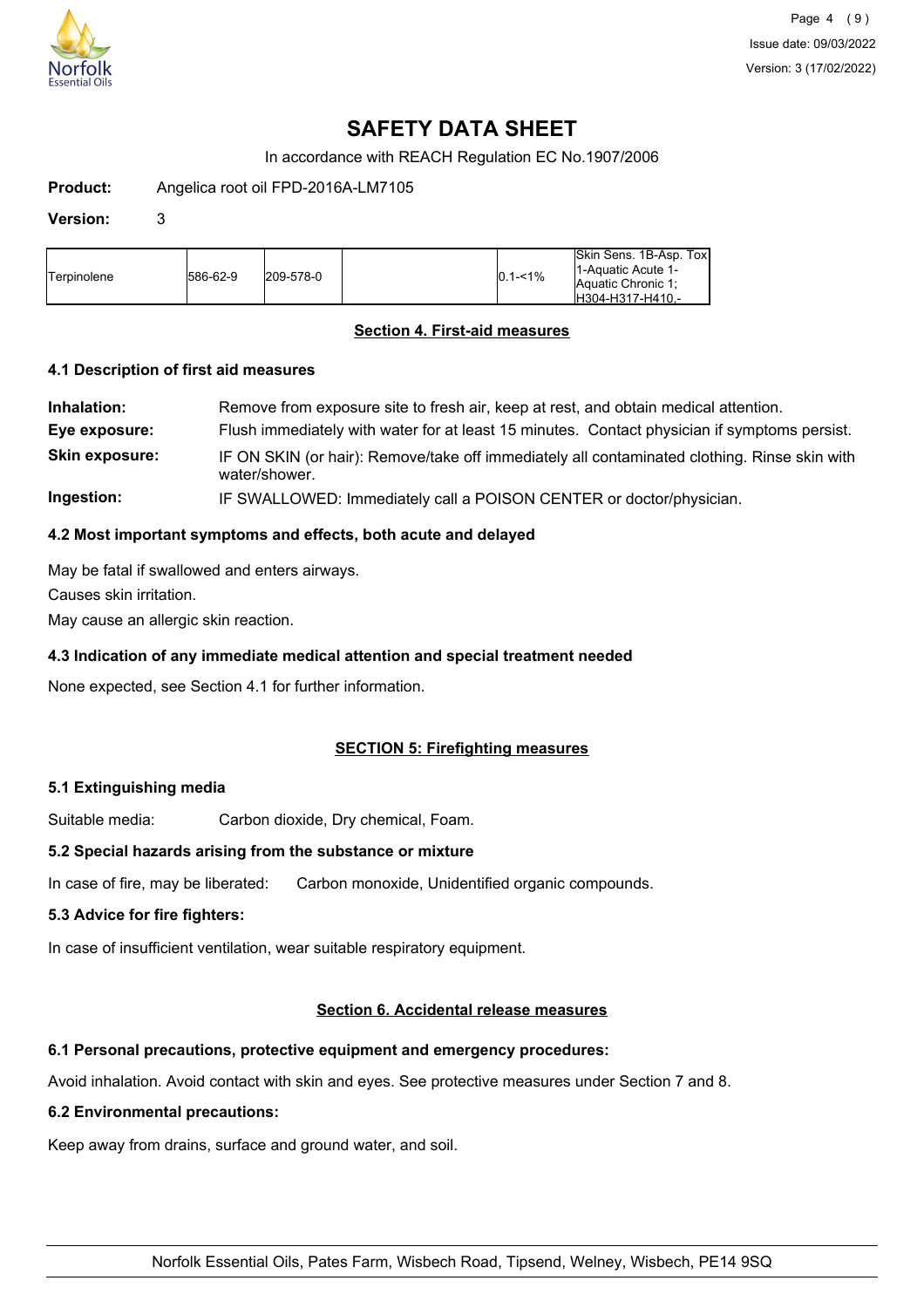# SAFETY DATA SHEET

In accordance with REACH Regulation EC No.1907/2006

**Product:** Angelica root oil FPD-2016A-LM7105

**Version:** 3

| Terpinolene | 586-62-9 | 209-578-0 | | 0.1-<1% | Skin Sens. 1B-Asp. Tox 1-Aquatic Acute 1-Aquatic Chronic 1;<br>H304-H317-H410,- |
|---|---|---|---|---|---|

## Section 4. First-aid measures

### 4.1 Description of first aid measures

**Inhalation:** Remove from exposure site to fresh air, keep at rest, and obtain medical attention.

**Eye exposure:** Flush immediately with water for at least 15 minutes. Contact physician if symptoms persist.

**Skin exposure:** IF ON SKIN (or hair): Remove/take off immediately all contaminated clothing. Rinse skin with water/shower.

**Ingestion:** IF SWALLOWED: Immediately call a POISON CENTER or doctor/physician.

### 4.2 Most important symptoms and effects, both acute and delayed

May be fatal if swallowed and enters airways.

Causes skin irritation.

May cause an allergic skin reaction.

### 4.3 Indication of any immediate medical attention and special treatment needed

None expected, see Section 4.1 for further information.

## SECTION 5: Firefighting measures

### 5.1 Extinguishing media

Suitable media: Carbon dioxide, Dry chemical, Foam.

### 5.2 Special hazards arising from the substance or mixture

In case of fire, may be liberated: Carbon monoxide, Unidentified organic compounds.

### 5.3 Advice for fire fighters:

In case of insufficient ventilation, wear suitable respiratory equipment.

## Section 6. Accidental release measures

### 6.1 Personal precautions, protective equipment and emergency procedures:

Avoid inhalation. Avoid contact with skin and eyes. See protective measures under Section 7 and 8.

### 6.2 Environmental precautions:

Keep away from drains, surface and ground water, and soil.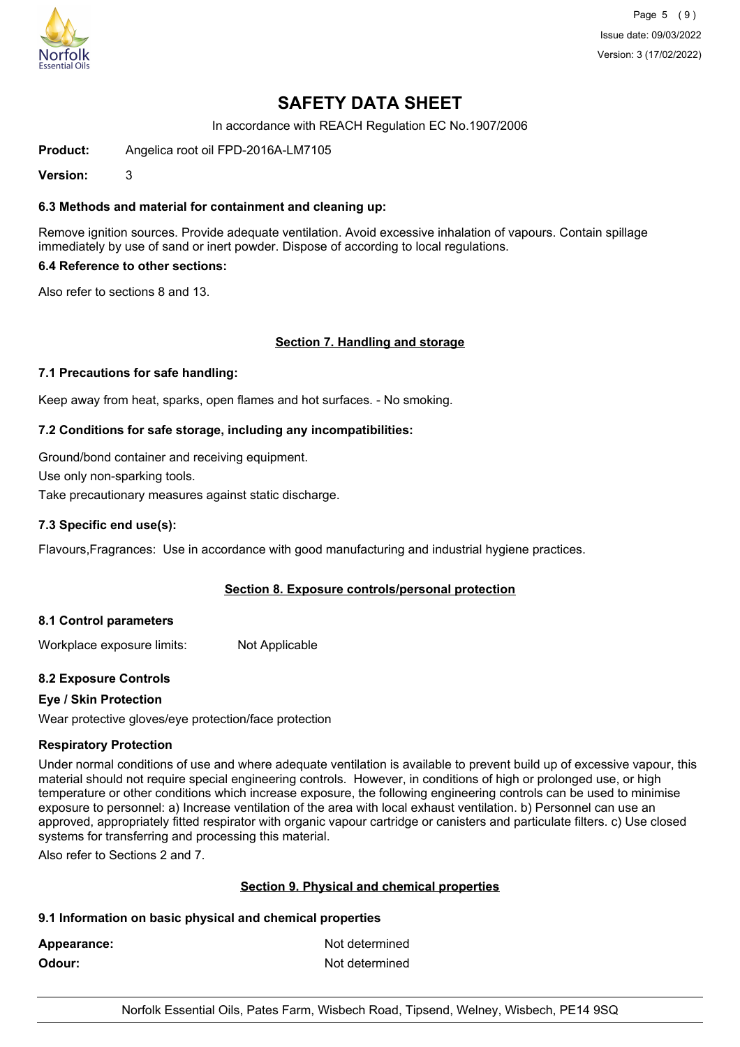# SAFETY DATA SHEET

In accordance with REACH Regulation EC No.1907/2006

**Product:** Angelica root oil FPD-2016A-LM7105

**Version:** 3

### 6.3 Methods and material for containment and cleaning up:

Remove ignition sources. Provide adequate ventilation. Avoid excessive inhalation of vapours. Contain spillage immediately by use of sand or inert powder. Dispose of according to local regulations.

### 6.4 Reference to other sections:

Also refer to sections 8 and 13.

## Section 7. Handling and storage

### 7.1 Precautions for safe handling:

Keep away from heat, sparks, open flames and hot surfaces. - No smoking.

### 7.2 Conditions for safe storage, including any incompatibilities:

Ground/bond container and receiving equipment.

Use only non-sparking tools.

Take precautionary measures against static discharge.

### 7.3 Specific end use(s):

Flavours,Fragrances: Use in accordance with good manufacturing and industrial hygiene practices.

## Section 8. Exposure controls/personal protection

### 8.1 Control parameters

Workplace exposure limits: Not Applicable

### 8.2 Exposure Controls

**Eye / Skin Protection**

Wear protective gloves/eye protection/face protection

**Respiratory Protection**

Under normal conditions of use and where adequate ventilation is available to prevent build up of excessive vapour, this material should not require special engineering controls. However, in conditions of high or prolonged use, or high temperature or other conditions which increase exposure, the following engineering controls can be used to minimise exposure to personnel: a) Increase ventilation of the area with local exhaust ventilation. b) Personnel can use an approved, appropriately fitted respirator with organic vapour cartridge or canisters and particulate filters. c) Use closed systems for transferring and processing this material.

Also refer to Sections 2 and 7.

## Section 9. Physical and chemical properties

### 9.1 Information on basic physical and chemical properties

**Appearance:** Not determined

**Odour:** Not determined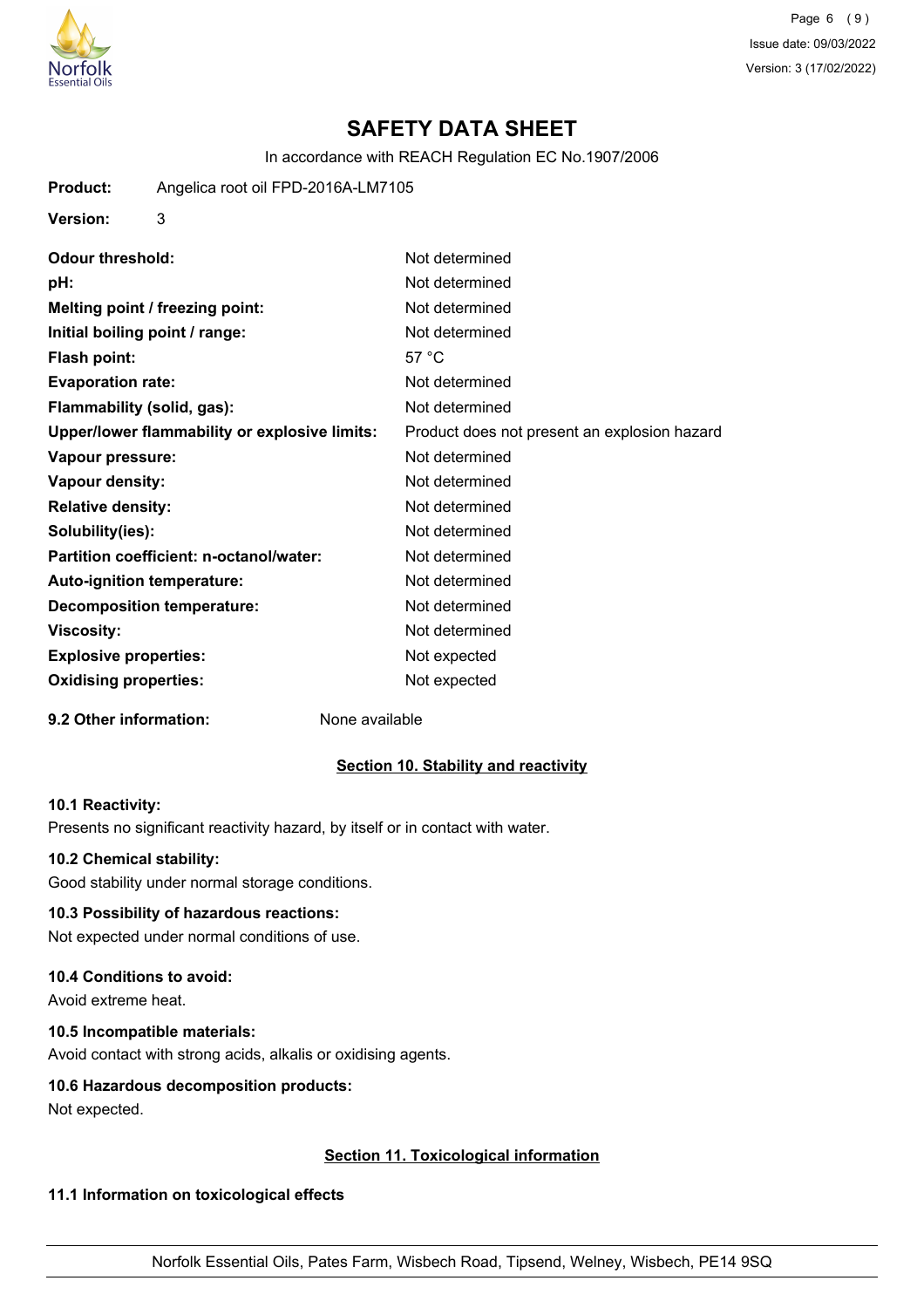# SAFETY DATA SHEET

In accordance with REACH Regulation EC No.1907/2006

**Product:** Angelica root oil FPD-2016A-LM7105

**Version:** 3

| | |
|---|---|
| **Odour threshold:** | Not determined |
| **pH:** | Not determined |
| **Melting point / freezing point:** | Not determined |
| **Initial boiling point / range:** | Not determined |
| **Flash point:** | 57 °C |
| **Evaporation rate:** | Not determined |
| **Flammability (solid, gas):** | Not determined |
| **Upper/lower flammability or explosive limits:** | Product does not present an explosion hazard |
| **Vapour pressure:** | Not determined |
| **Vapour density:** | Not determined |
| **Relative density:** | Not determined |
| **Solubility(ies):** | Not determined |
| **Partition coefficient: n-octanol/water:** | Not determined |
| **Auto-ignition temperature:** | Not determined |
| **Decomposition temperature:** | Not determined |
| **Viscosity:** | Not determined |
| **Explosive properties:** | Not expected |
| **Oxidising properties:** | Not expected |

**9.2 Other information:** None available

## Section 10. Stability and reactivity

**10.1 Reactivity:**

Presents no significant reactivity hazard, by itself or in contact with water.

**10.2 Chemical stability:**

Good stability under normal storage conditions.

**10.3 Possibility of hazardous reactions:**

Not expected under normal conditions of use.

**10.4 Conditions to avoid:**

Avoid extreme heat.

**10.5 Incompatible materials:**

Avoid contact with strong acids, alkalis or oxidising agents.

**10.6 Hazardous decomposition products:**

Not expected.

## Section 11. Toxicological information

**11.1 Information on toxicological effects**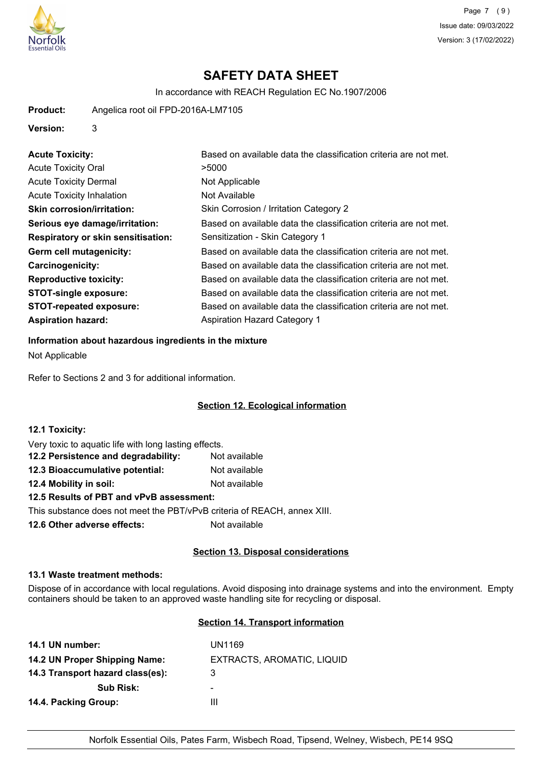# SAFETY DATA SHEET

In accordance with REACH Regulation EC No.1907/2006

**Product:** Angelica root oil FPD-2016A-LM7105

**Version:** 3

| | |
|---|---|
| **Acute Toxicity:** | Based on available data the classification criteria are not met. |
| Acute Toxicity Oral | >5000 |
| Acute Toxicity Dermal | Not Applicable |
| Acute Toxicity Inhalation | Not Available |
| **Skin corrosion/irritation:** | Skin Corrosion / Irritation Category 2 |
| **Serious eye damage/irritation:** | Based on available data the classification criteria are not met. |
| **Respiratory or skin sensitisation:** | Sensitization - Skin Category 1 |
| **Germ cell mutagenicity:** | Based on available data the classification criteria are not met. |
| **Carcinogenicity:** | Based on available data the classification criteria are not met. |
| **Reproductive toxicity:** | Based on available data the classification criteria are not met. |
| **STOT-single exposure:** | Based on available data the classification criteria are not met. |
| **STOT-repeated exposure:** | Based on available data the classification criteria are not met. |
| **Aspiration hazard:** | Aspiration Hazard Category 1 |

**Information about hazardous ingredients in the mixture**

Not Applicable

Refer to Sections 2 and 3 for additional information.

## Section 12. Ecological information

**12.1 Toxicity:**

Very toxic to aquatic life with long lasting effects.

**12.2 Persistence and degradability:** Not available

**12.3 Bioaccumulative potential:** Not available

**12.4 Mobility in soil:** Not available

**12.5 Results of PBT and vPvB assessment:**

This substance does not meet the PBT/vPvB criteria of REACH, annex XIII.

**12.6 Other adverse effects:** Not available

## Section 13. Disposal considerations

**13.1 Waste treatment methods:**

Dispose of in accordance with local regulations. Avoid disposing into drainage systems and into the environment. Empty containers should be taken to an approved waste handling site for recycling or disposal.

## Section 14. Transport information

| | |
|---|---|
| **14.1 UN number:** | UN1169 |
| **14.2 UN Proper Shipping Name:** | EXTRACTS, AROMATIC, LIQUID |
| **14.3 Transport hazard class(es):** | 3 |
| **Sub Risk:** | - |
| **14.4. Packing Group:** | III |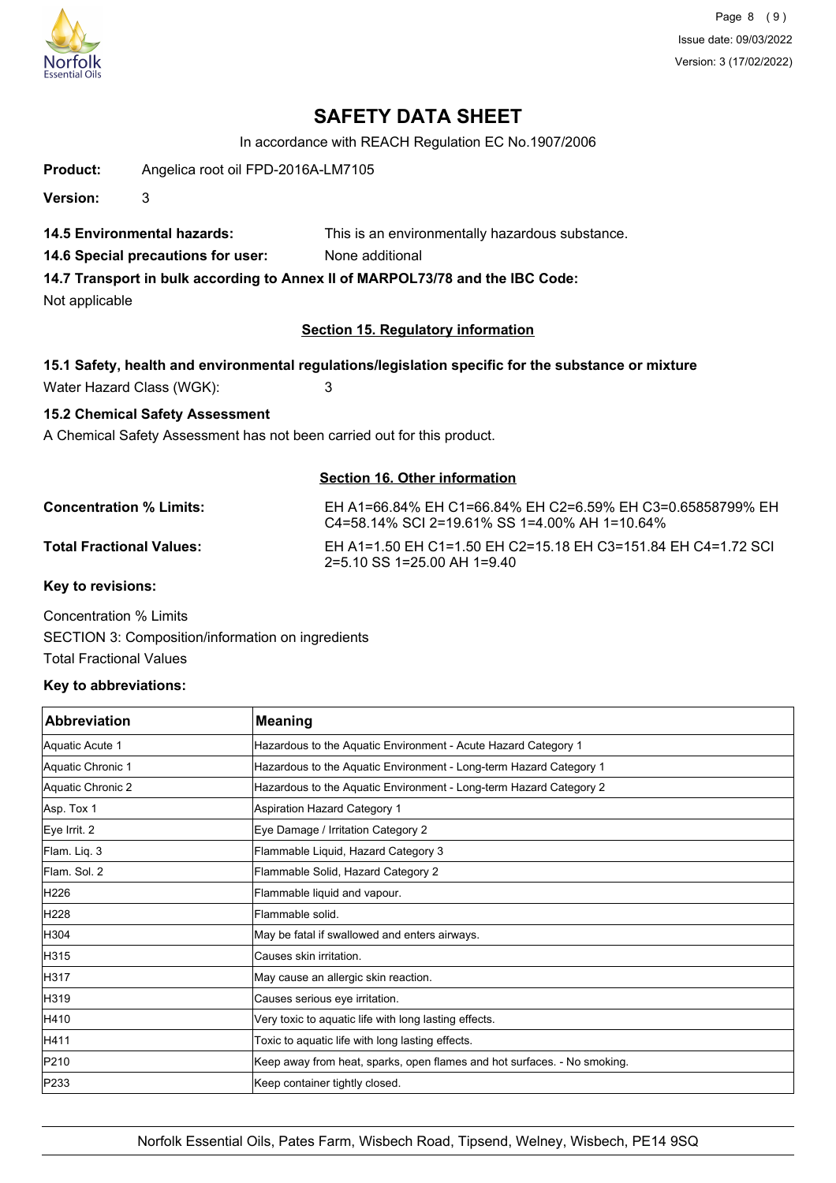# SAFETY DATA SHEET

In accordance with REACH Regulation EC No.1907/2006

**Product:** Angelica root oil FPD-2016A-LM7105

**Version:** 3

**14.5 Environmental hazards:** This is an environmentally hazardous substance.

**14.6 Special precautions for user:** None additional

**14.7 Transport in bulk according to Annex II of MARPOL73/78 and the IBC Code:**

Not applicable

## Section 15. Regulatory information

**15.1 Safety, health and environmental regulations/legislation specific for the substance or mixture**

Water Hazard Class (WGK): 3

**15.2 Chemical Safety Assessment**

A Chemical Safety Assessment has not been carried out for this product.

## Section 16. Other information

**Concentration % Limits:** EH A1=66.84% EH C1=66.84% EH C2=6.59% EH C3=0.65858799% EH C4=58.14% SCI 2=19.61% SS 1=4.00% AH 1=10.64%

**Total Fractional Values:** EH A1=1.50 EH C1=1.50 EH C2=15.18 EH C3=151.84 EH C4=1.72 SCI 2=5.10 SS 1=25.00 AH 1=9.40

**Key to revisions:**

Concentration % Limits

SECTION 3: Composition/information on ingredients

Total Fractional Values

**Key to abbreviations:**

| Abbreviation | Meaning |
|---|---|
| Aquatic Acute 1 | Hazardous to the Aquatic Environment - Acute Hazard Category 1 |
| Aquatic Chronic 1 | Hazardous to the Aquatic Environment - Long-term Hazard Category 1 |
| Aquatic Chronic 2 | Hazardous to the Aquatic Environment - Long-term Hazard Category 2 |
| Asp. Tox 1 | Aspiration Hazard Category 1 |
| Eye Irrit. 2 | Eye Damage / Irritation Category 2 |
| Flam. Liq. 3 | Flammable Liquid, Hazard Category 3 |
| Flam. Sol. 2 | Flammable Solid, Hazard Category 2 |
| H226 | Flammable liquid and vapour. |
| H228 | Flammable solid. |
| H304 | May be fatal if swallowed and enters airways. |
| H315 | Causes skin irritation. |
| H317 | May cause an allergic skin reaction. |
| H319 | Causes serious eye irritation. |
| H410 | Very toxic to aquatic life with long lasting effects. |
| H411 | Toxic to aquatic life with long lasting effects. |
| P210 | Keep away from heat, sparks, open flames and hot surfaces. - No smoking. |
| P233 | Keep container tightly closed. |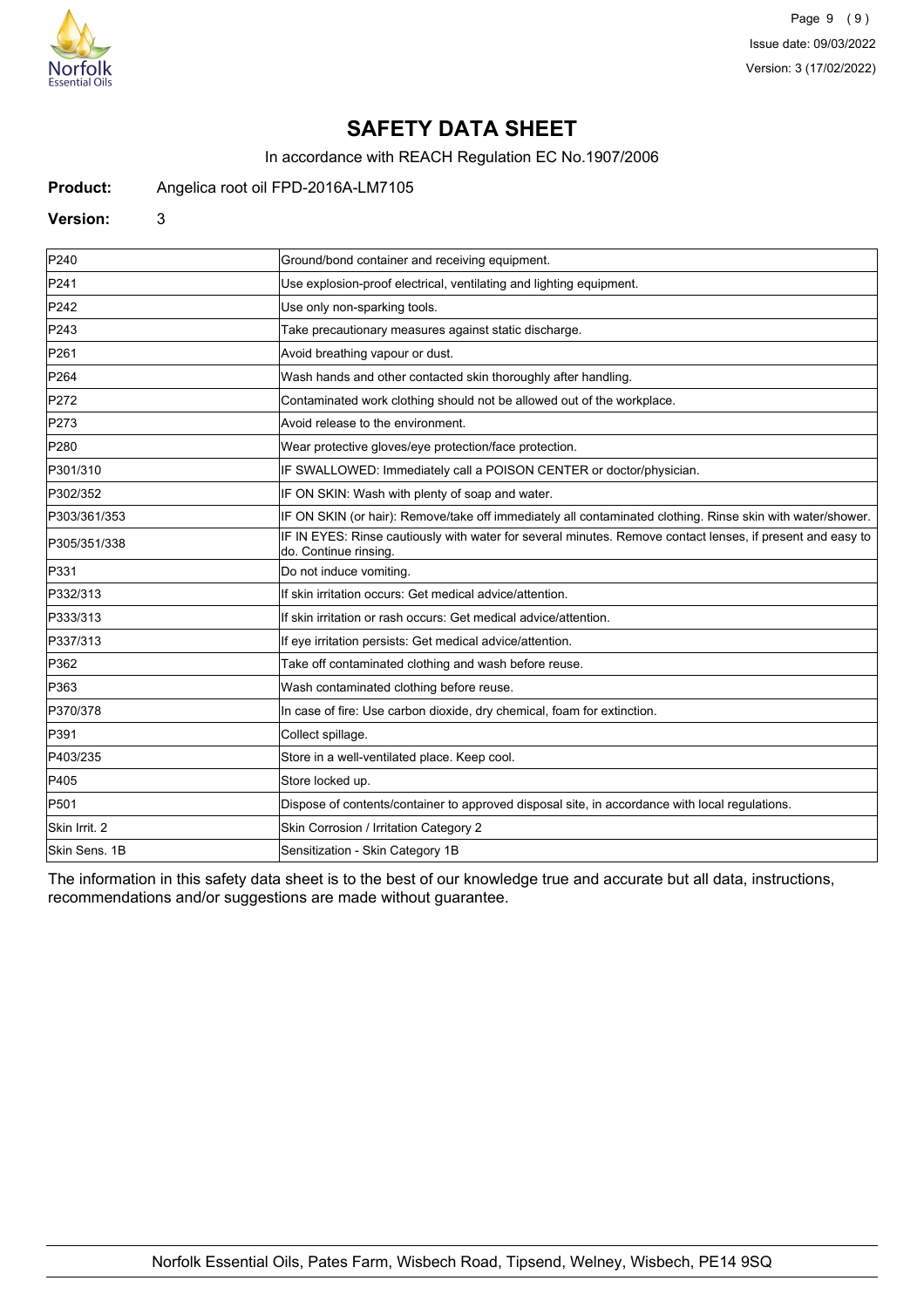# SAFETY DATA SHEET

In accordance with REACH Regulation EC No.1907/2006

**Product:** Angelica root oil FPD-2016A-LM7105

**Version:** 3

| | |
|---|---|
| P240 | Ground/bond container and receiving equipment. |
| P241 | Use explosion-proof electrical, ventilating and lighting equipment. |
| P242 | Use only non-sparking tools. |
| P243 | Take precautionary measures against static discharge. |
| P261 | Avoid breathing vapour or dust. |
| P264 | Wash hands and other contacted skin thoroughly after handling. |
| P272 | Contaminated work clothing should not be allowed out of the workplace. |
| P273 | Avoid release to the environment. |
| P280 | Wear protective gloves/eye protection/face protection. |
| P301/310 | IF SWALLOWED: Immediately call a POISON CENTER or doctor/physician. |
| P302/352 | IF ON SKIN: Wash with plenty of soap and water. |
| P303/361/353 | IF ON SKIN (or hair): Remove/take off immediately all contaminated clothing. Rinse skin with water/shower. |
| P305/351/338 | IF IN EYES: Rinse cautiously with water for several minutes. Remove contact lenses, if present and easy to do. Continue rinsing. |
| P331 | Do not induce vomiting. |
| P332/313 | If skin irritation occurs: Get medical advice/attention. |
| P333/313 | If skin irritation or rash occurs: Get medical advice/attention. |
| P337/313 | If eye irritation persists: Get medical advice/attention. |
| P362 | Take off contaminated clothing and wash before reuse. |
| P363 | Wash contaminated clothing before reuse. |
| P370/378 | In case of fire: Use carbon dioxide, dry chemical, foam for extinction. |
| P391 | Collect spillage. |
| P403/235 | Store in a well-ventilated place. Keep cool. |
| P405 | Store locked up. |
| P501 | Dispose of contents/container to approved disposal site, in accordance with local regulations. |
| Skin Irrit. 2 | Skin Corrosion / Irritation Category 2 |
| Skin Sens. 1B | Sensitization - Skin Category 1B |

The information in this safety data sheet is to the best of our knowledge true and accurate but all data, instructions, recommendations and/or suggestions are made without guarantee.